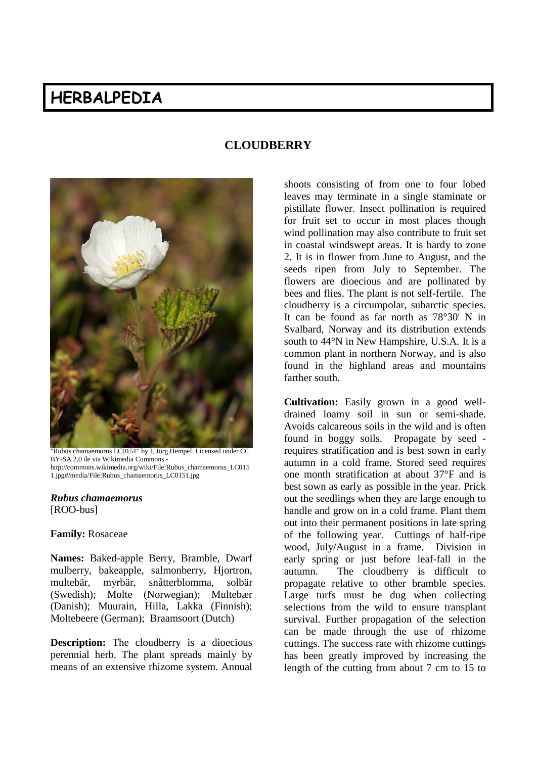# HERBALPEDIA

## CLOUDBERRY

"Rubus chamaemorus LC0151" by I, Jörg Hempel. Licensed under CC BY-SA 2.0 de via Wikimedia Commons - http://commons.wikimedia.org/wiki/File:Rubus_chamaemorus_LC0151.jpg#/media/File:Rubus_chamaemorus_LC0151.jpg

***Rubus chamaemorus***
[ROO-bus]

**Family:** Rosaceae

**Names:** Baked-apple Berry, Bramble, Dwarf mulberry, bakeapple, salmonberry, Hjortron, multebär, myrbär, snåtterblomma, solbär (Swedish); Molte (Norwegian); Multebær (Danish); Muurain, Hilla, Lakka (Finnish); Moltebeere (German); Braamsoort (Dutch)

**Description:** The cloudberry is a dioecious perennial herb. The plant spreads mainly by means of an extensive rhizome system. Annual shoots consisting of from one to four lobed leaves may terminate in a single staminate or pistillate flower. Insect pollination is required for fruit set to occur in most places though wind pollination may also contribute to fruit set in coastal windswept areas. It is hardy to zone 2. It is in flower from June to August, and the seeds ripen from July to September. The flowers are dioecious and are pollinated by bees and flies. The plant is not self-fertile. The cloudberry is a circumpolar, subarctic species. It can be found as far north as 78°30' N in Svalbard, Norway and its distribution extends south to 44°N in New Hampshire, U.S.A. It is a common plant in northern Norway, and is also found in the highland areas and mountains farther south.

**Cultivation:** Easily grown in a good well-drained loamy soil in sun or semi-shade. Avoids calcareous soils in the wild and is often found in boggy soils. Propagate by seed - requires stratification and is best sown in early autumn in a cold frame. Stored seed requires one month stratification at about 37°F and is best sown as early as possible in the year. Prick out the seedlings when they are large enough to handle and grow on in a cold frame. Plant them out into their permanent positions in late spring of the following year. Cuttings of half-ripe wood, July/August in a frame. Division in early spring or just before leaf-fall in the autumn. The cloudberry is difficult to propagate relative to other bramble species. Large turfs must be dug when collecting selections from the wild to ensure transplant survival. Further propagation of the selection can be made through the use of rhizome cuttings. The success rate with rhizome cuttings has been greatly improved by increasing the length of the cutting from about 7 cm to 15 to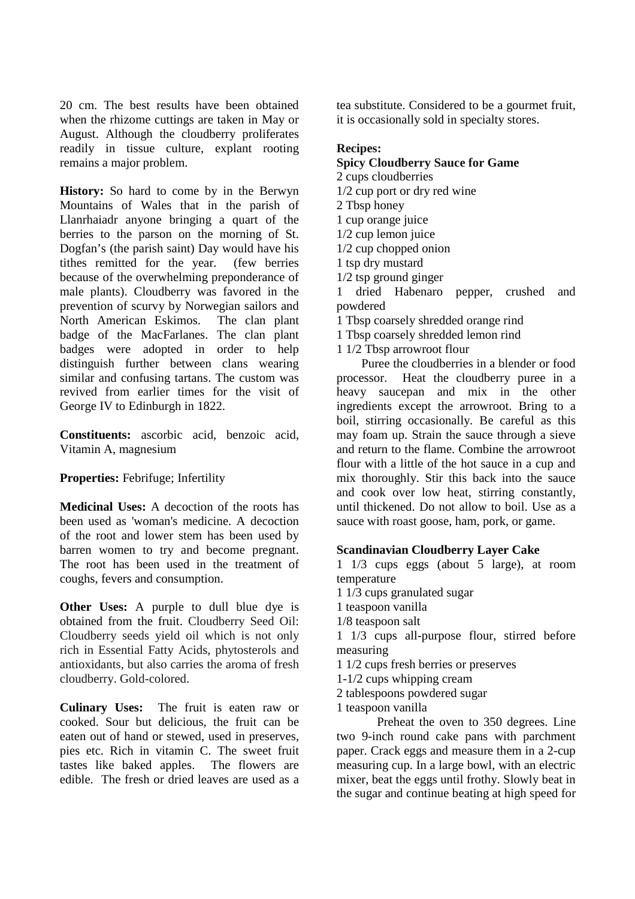20 cm. The best results have been obtained when the rhizome cuttings are taken in May or August. Although the cloudberry proliferates readily in tissue culture, explant rooting remains a major problem.

**History:** So hard to come by in the Berwyn Mountains of Wales that in the parish of Llanrhaiadr anyone bringing a quart of the berries to the parson on the morning of St. Dogfan's (the parish saint) Day would have his tithes remitted for the year. (few berries because of the overwhelming preponderance of male plants). Cloudberry was favored in the prevention of scurvy by Norwegian sailors and North American Eskimos. The clan plant badge of the MacFarlanes. The clan plant badges were adopted in order to help distinguish further between clans wearing similar and confusing tartans. The custom was revived from earlier times for the visit of George IV to Edinburgh in 1822.

**Constituents:** ascorbic acid, benzoic acid, Vitamin A, magnesium

**Properties:** Febrifuge; Infertility

**Medicinal Uses:** A decoction of the roots has been used as 'woman's medicine. A decoction of the root and lower stem has been used by barren women to try and become pregnant. The root has been used in the treatment of coughs, fevers and consumption.

**Other Uses:** A purple to dull blue dye is obtained from the fruit. Cloudberry Seed Oil: Cloudberry seeds yield oil which is not only rich in Essential Fatty Acids, phytosterols and antioxidants, but also carries the aroma of fresh cloudberry. Gold-colored.

**Culinary Uses:** The fruit is eaten raw or cooked. Sour but delicious, the fruit can be eaten out of hand or stewed, used in preserves, pies etc. Rich in vitamin C. The sweet fruit tastes like baked apples. The flowers are edible. The fresh or dried leaves are used as a tea substitute. Considered to be a gourmet fruit, it is occasionally sold in specialty stores.

**Recipes:**

**Spicy Cloudberry Sauce for Game**

2 cups cloudberries
1/2 cup port or dry red wine
2 Tbsp honey
1 cup orange juice
1/2 cup lemon juice
1/2 cup chopped onion
1 tsp dry mustard
1/2 tsp ground ginger
1 dried Habenaro pepper, crushed and powdered
1 Tbsp coarsely shredded orange rind
1 Tbsp coarsely shredded lemon rind
1 1/2 Tbsp arrowroot flour

Puree the cloudberries in a blender or food processor. Heat the cloudberry puree in a heavy saucepan and mix in the other ingredients except the arrowroot. Bring to a boil, stirring occasionally. Be careful as this may foam up. Strain the sauce through a sieve and return to the flame. Combine the arrowroot flour with a little of the hot sauce in a cup and mix thoroughly. Stir this back into the sauce and cook over low heat, stirring constantly, until thickened. Do not allow to boil. Use as a sauce with roast goose, ham, pork, or game.

**Scandinavian Cloudberry Layer Cake**

1 1/3 cups eggs (about 5 large), at room temperature
1 1/3 cups granulated sugar
1 teaspoon vanilla
1/8 teaspoon salt
1 1/3 cups all-purpose flour, stirred before measuring
1 1/2 cups fresh berries or preserves
1-1/2 cups whipping cream
2 tablespoons powdered sugar
1 teaspoon vanilla

Preheat the oven to 350 degrees. Line two 9-inch round cake pans with parchment paper. Crack eggs and measure them in a 2-cup measuring cup. In a large bowl, with an electric mixer, beat the eggs until frothy. Slowly beat in the sugar and continue beating at high speed for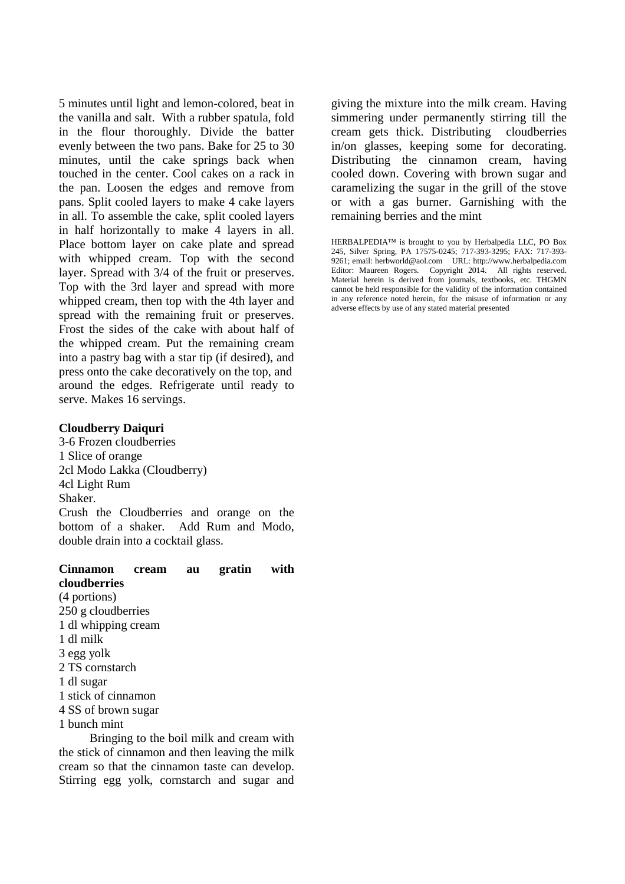5 minutes until light and lemon-colored, beat in the vanilla and salt. With a rubber spatula, fold in the flour thoroughly. Divide the batter evenly between the two pans. Bake for 25 to 30 minutes, until the cake springs back when touched in the center. Cool cakes on a rack in the pan. Loosen the edges and remove from pans. Split cooled layers to make 4 cake layers in all. To assemble the cake, split cooled layers in half horizontally to make 4 layers in all. Place bottom layer on cake plate and spread with whipped cream. Top with the second layer. Spread with 3/4 of the fruit or preserves. Top with the 3rd layer and spread with more whipped cream, then top with the 4th layer and spread with the remaining fruit or preserves. Frost the sides of the cake with about half of the whipped cream. Put the remaining cream into a pastry bag with a star tip (if desired), and press onto the cake decoratively on the top, and around the edges. Refrigerate until ready to serve. Makes 16 servings.

**Cloudberry Daiquri**

3-6 Frozen cloudberries
1 Slice of orange
2cl Modo Lakka (Cloudberry)
4cl Light Rum
Shaker.

Crush the Cloudberries and orange on the bottom of a shaker. Add Rum and Modo, double drain into a cocktail glass.

**Cinnamon cream au gratin with cloudberries**

(4 portions)
250 g cloudberries
1 dl whipping cream
1 dl milk
3 egg yolk
2 TS cornstarch
1 dl sugar
1 stick of cinnamon
4 SS of brown sugar
1 bunch mint

Bringing to the boil milk and cream with the stick of cinnamon and then leaving the milk cream so that the cinnamon taste can develop. Stirring egg yolk, cornstarch and sugar and giving the mixture into the milk cream. Having simmering under permanently stirring till the cream gets thick. Distributing cloudberries in/on glasses, keeping some for decorating. Distributing the cinnamon cream, having cooled down. Covering with brown sugar and caramelizing the sugar in the grill of the stove or with a gas burner. Garnishing with the remaining berries and the mint

HERBALPEDIA™ is brought to you by Herbalpedia LLC, PO Box 245, Silver Spring, PA 17575-0245; 717-393-3295; FAX: 717-393-9261; email: herbworld@aol.com URL: http://www.herbalpedia.com Editor: Maureen Rogers. Copyright 2014. All rights reserved. Material herein is derived from journals, textbooks, etc. THGMN cannot be held responsible for the validity of the information contained in any reference noted herein, for the misuse of information or any adverse effects by use of any stated material presented